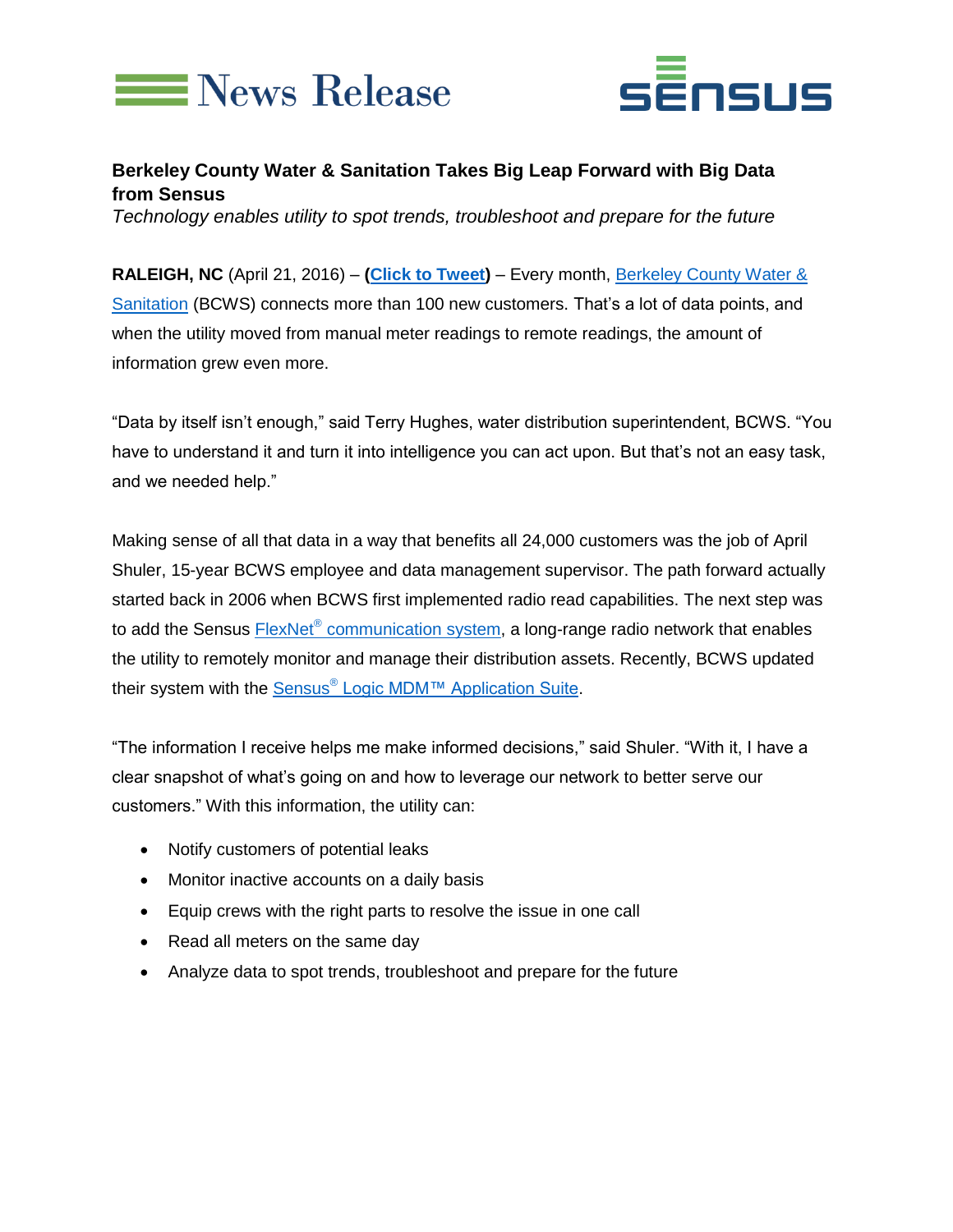News Release

SENSUS

**Berkeley County Water & Sanitation Takes Big Leap Forward with Big Data from Sensus**

*Technology enables utility to spot trends, troubleshoot and prepare for the future*

**RALEIGH, NC** (April 21, 2016) – **(Click to Tweet)** – Every month, Berkeley County Water & Sanitation (BCWS) connects more than 100 new customers. That's a lot of data points, and when the utility moved from manual meter readings to remote readings, the amount of information grew even more.

"Data by itself isn't enough," said Terry Hughes, water distribution superintendent, BCWS. "You have to understand it and turn it into intelligence you can act upon. But that's not an easy task, and we needed help."

Making sense of all that data in a way that benefits all 24,000 customers was the job of April Shuler, 15-year BCWS employee and data management supervisor. The path forward actually started back in 2006 when BCWS first implemented radio read capabilities. The next step was to add the Sensus FlexNet® communication system, a long-range radio network that enables the utility to remotely monitor and manage their distribution assets. Recently, BCWS updated their system with the Sensus® Logic MDM™ Application Suite.

"The information I receive helps me make informed decisions," said Shuler. "With it, I have a clear snapshot of what's going on and how to leverage our network to better serve our customers." With this information, the utility can:

- Notify customers of potential leaks
- Monitor inactive accounts on a daily basis
- Equip crews with the right parts to resolve the issue in one call
- Read all meters on the same day
- Analyze data to spot trends, troubleshoot and prepare for the future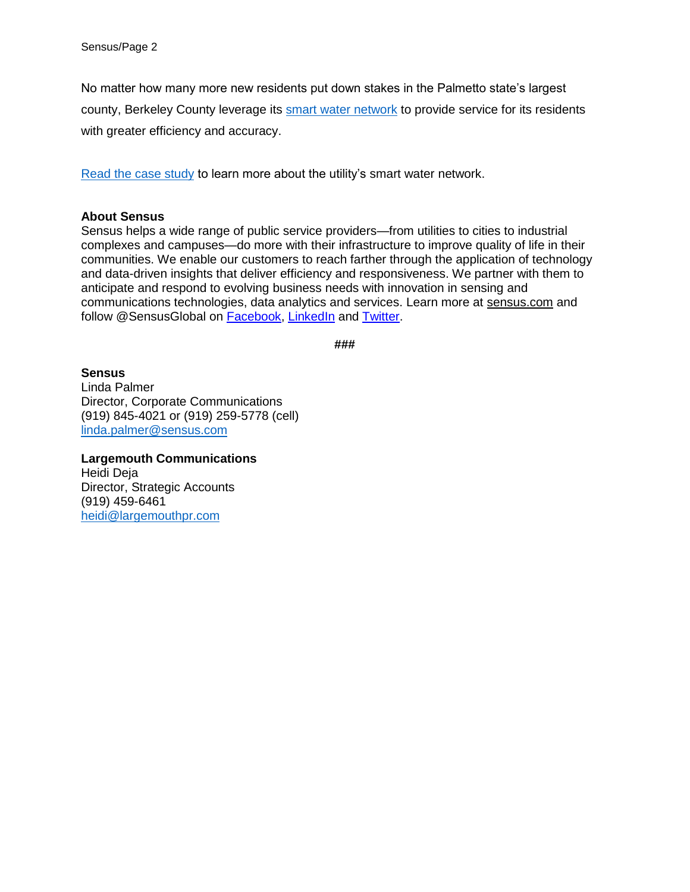No matter how many more new residents put down stakes in the Palmetto state's largest county, Berkeley County leverage its smart water network to provide service for its residents with greater efficiency and accuracy.

Read the case study to learn more about the utility's smart water network.

**About Sensus**
Sensus helps a wide range of public service providers—from utilities to cities to industrial complexes and campuses—do more with their infrastructure to improve quality of life in their communities. We enable our customers to reach farther through the application of technology and data-driven insights that deliver efficiency and responsiveness. We partner with them to anticipate and respond to evolving business needs with innovation in sensing and communications technologies, data analytics and services. Learn more at sensus.com and follow @SensusGlobal on Facebook, LinkedIn and Twitter.

###

**Sensus**
Linda Palmer
Director, Corporate Communications
(919) 845-4021 or (919) 259-5778 (cell)
linda.palmer@sensus.com

**Largemouth Communications**
Heidi Deja
Director, Strategic Accounts
(919) 459-6461
heidi@largemouthpr.com